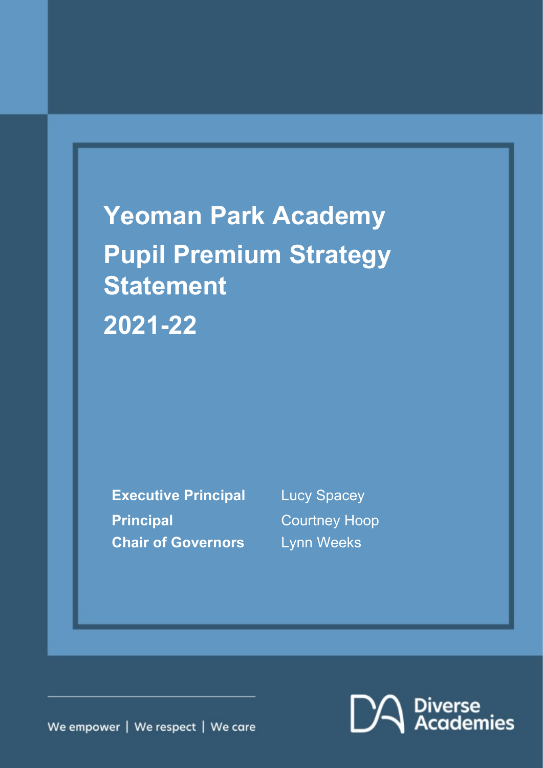# Yeoman Park Academy

# Pupil Premium Strategy Statement

# 2021-22

| | |
|---|---|
| **Executive Principal** | Lucy Spacey |
| **Principal** | Courtney Hoop |
| **Chair of Governors** | Lynn Weeks |

We empower | We respect | We care

Diverse Academies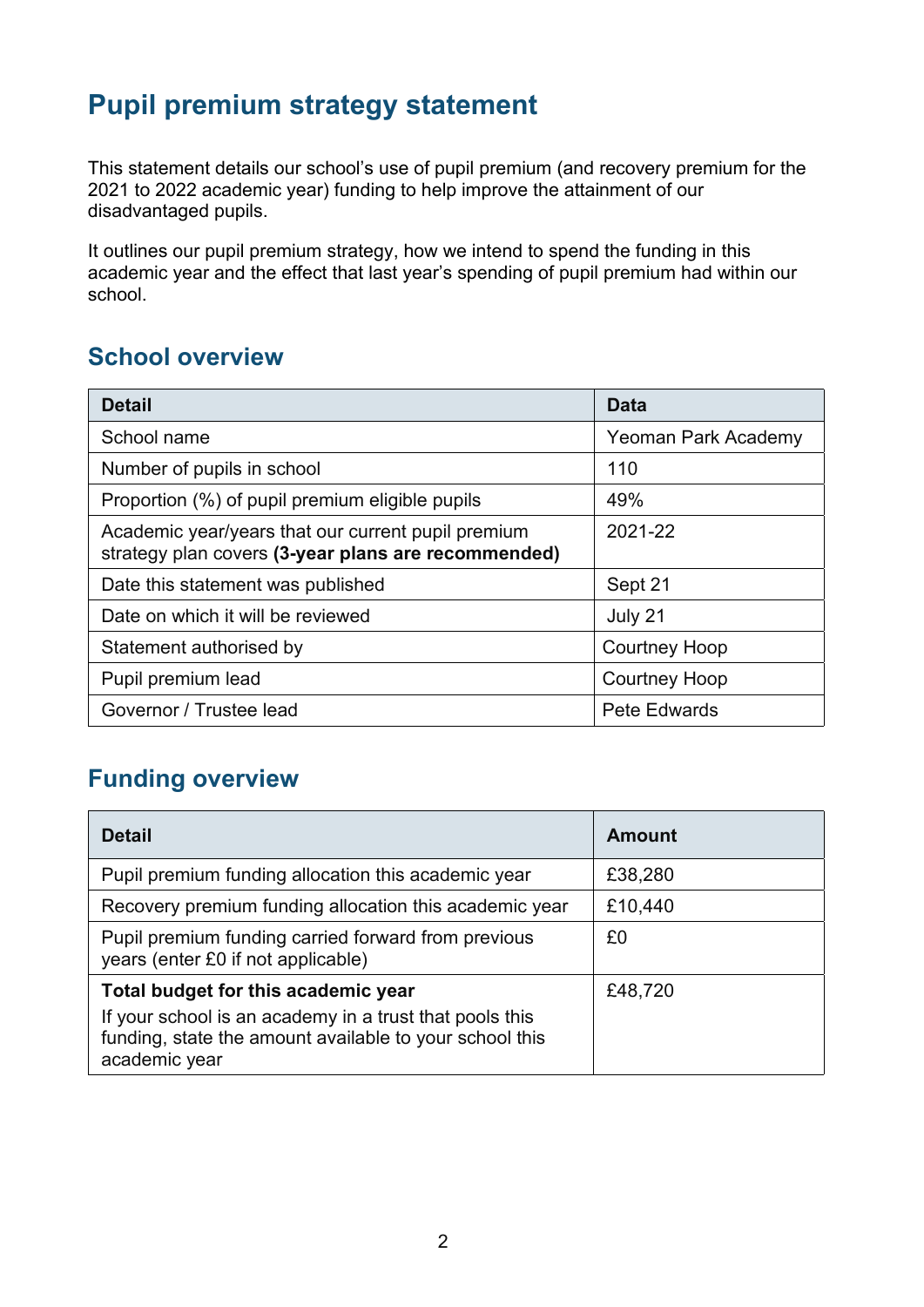# Pupil premium strategy statement

This statement details our school's use of pupil premium (and recovery premium for the 2021 to 2022 academic year) funding to help improve the attainment of our disadvantaged pupils.

It outlines our pupil premium strategy, how we intend to spend the funding in this academic year and the effect that last year's spending of pupil premium had within our school.

## School overview

| Detail | Data |
|---|---|
| School name | Yeoman Park Academy |
| Number of pupils in school | 110 |
| Proportion (%) of pupil premium eligible pupils | 49% |
| Academic year/years that our current pupil premium strategy plan covers **(3-year plans are recommended)** | 2021-22 |
| Date this statement was published | Sept 21 |
| Date on which it will be reviewed | July 21 |
| Statement authorised by | Courtney Hoop |
| Pupil premium lead | Courtney Hoop |
| Governor / Trustee lead | Pete Edwards |

## Funding overview

| Detail | Amount |
|---|---|
| Pupil premium funding allocation this academic year | £38,280 |
| Recovery premium funding allocation this academic year | £10,440 |
| Pupil premium funding carried forward from previous years (enter £0 if not applicable) | £0 |
| **Total budget for this academic year**<br>If your school is an academy in a trust that pools this funding, state the amount available to your school this academic year | £48,720 |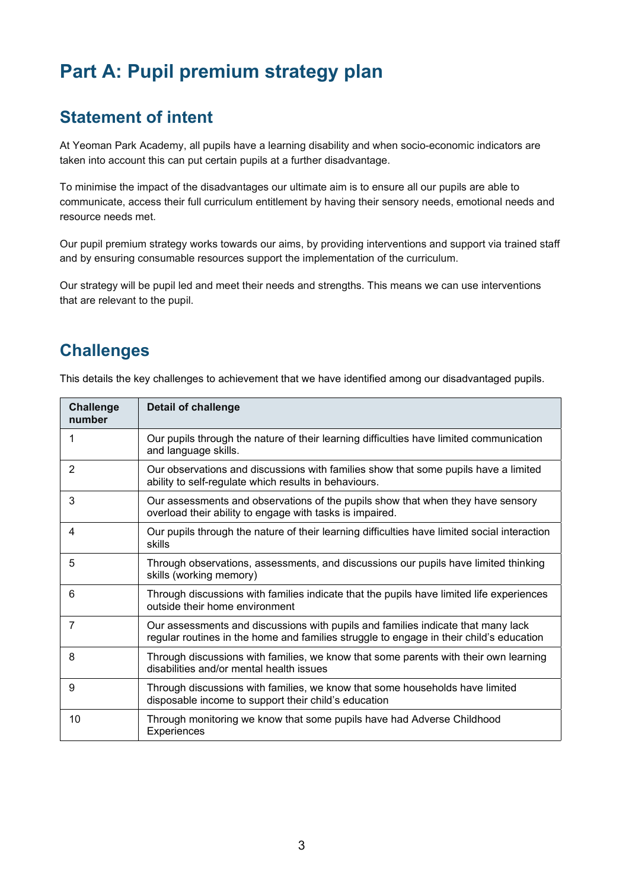# Part A: Pupil premium strategy plan

## Statement of intent

At Yeoman Park Academy, all pupils have a learning disability and when socio-economic indicators are taken into account this can put certain pupils at a further disadvantage.

To minimise the impact of the disadvantages our ultimate aim is to ensure all our pupils are able to communicate, access their full curriculum entitlement by having their sensory needs, emotional needs and resource needs met.

Our pupil premium strategy works towards our aims, by providing interventions and support via trained staff and by ensuring consumable resources support the implementation of the curriculum.

Our strategy will be pupil led and meet their needs and strengths. This means we can use interventions that are relevant to the pupil.

## Challenges

This details the key challenges to achievement that we have identified among our disadvantaged pupils.

| Challenge number | Detail of challenge |
|---|---|
| 1 | Our pupils through the nature of their learning difficulties have limited communication and language skills. |
| 2 | Our observations and discussions with families show that some pupils have a limited ability to self-regulate which results in behaviours. |
| 3 | Our assessments and observations of the pupils show that when they have sensory overload their ability to engage with tasks is impaired. |
| 4 | Our pupils through the nature of their learning difficulties have limited social interaction skills |
| 5 | Through observations, assessments, and discussions our pupils have limited thinking skills (working memory) |
| 6 | Through discussions with families indicate that the pupils have limited life experiences outside their home environment |
| 7 | Our assessments and discussions with pupils and families indicate that many lack regular routines in the home and families struggle to engage in their child's education |
| 8 | Through discussions with families, we know that some parents with their own learning disabilities and/or mental health issues |
| 9 | Through discussions with families, we know that some households have limited disposable income to support their child's education |
| 10 | Through monitoring we know that some pupils have had Adverse Childhood Experiences |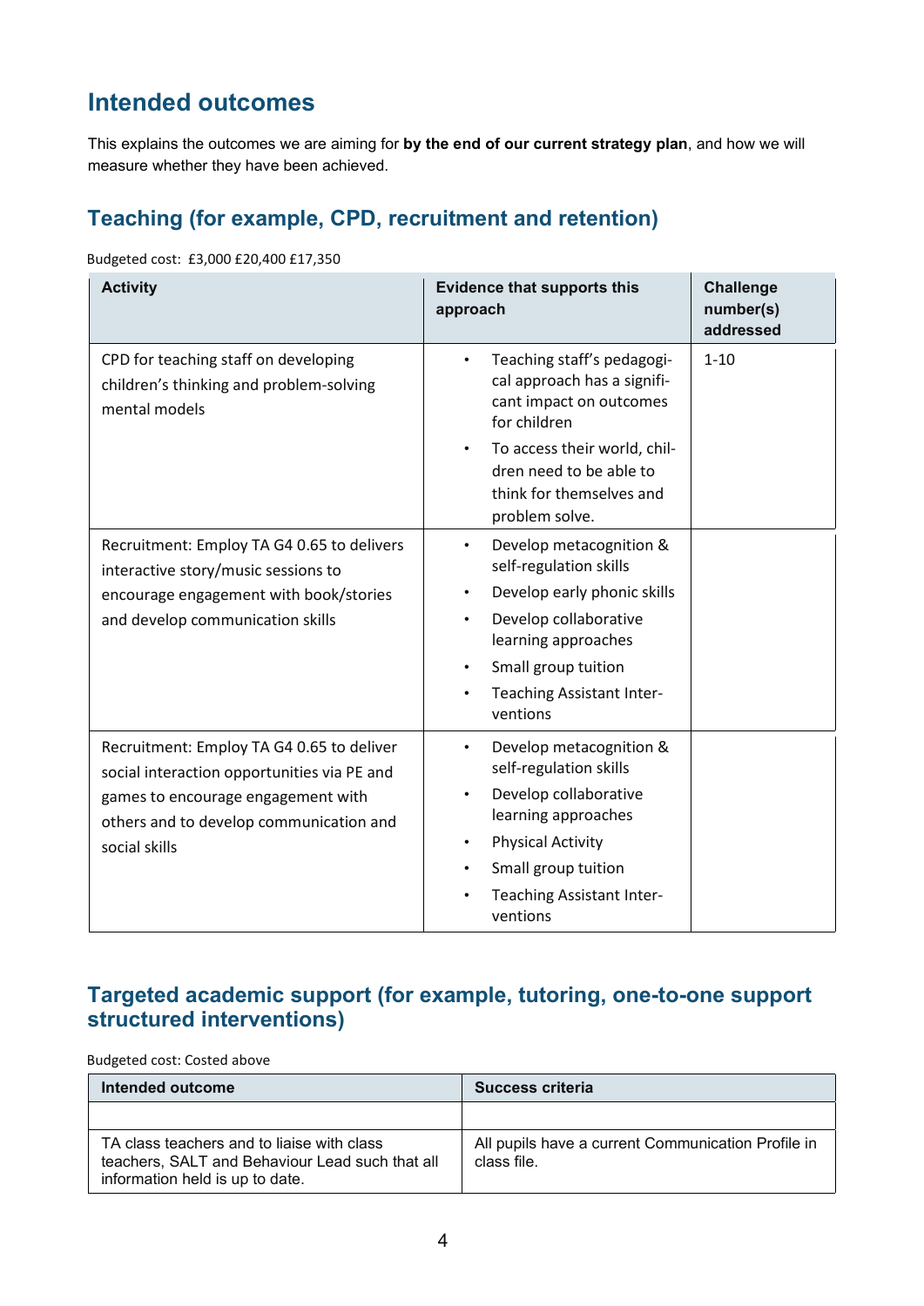## Intended outcomes

This explains the outcomes we are aiming for **by the end of our current strategy plan**, and how we will measure whether they have been achieved.

### Teaching (for example, CPD, recruitment and retention)

Budgeted cost: £3,000 £20,400 £17,350

| Activity | Evidence that supports this approach | Challenge number(s) addressed |
|---|---|---|
| CPD for teaching staff on developing children's thinking and problem-solving mental models | • Teaching staff's pedagogical approach has a significant impact on outcomes for children<br>• To access their world, children need to be able to think for themselves and problem solve. | 1-10 |
| Recruitment: Employ TA G4 0.65 to delivers interactive story/music sessions to encourage engagement with book/stories and develop communication skills | • Develop metacognition & self-regulation skills<br>• Develop early phonic skills<br>• Develop collaborative learning approaches<br>• Small group tuition<br>• Teaching Assistant Interventions | |
| Recruitment: Employ TA G4 0.65 to deliver social interaction opportunities via PE and games to encourage engagement with others and to develop communication and social skills | • Develop metacognition & self-regulation skills<br>• Develop collaborative learning approaches<br>• Physical Activity<br>• Small group tuition<br>• Teaching Assistant Interventions | |

### Targeted academic support (for example, tutoring, one-to-one support structured interventions)

Budgeted cost: Costed above

| Intended outcome | Success criteria |
|---|---|
| | |
| TA class teachers and to liaise with class teachers, SALT and Behaviour Lead such that all information held is up to date. | All pupils have a current Communication Profile in class file. |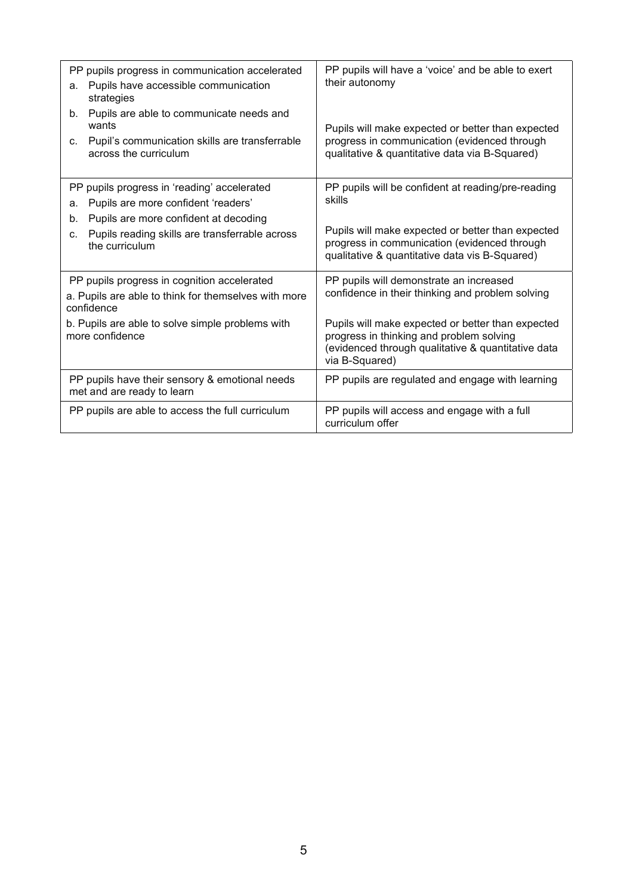| | |
|---|---|
| PP pupils progress in communication accelerated<br>a. Pupils have accessible communication strategies<br>b. Pupils are able to communicate needs and wants<br>c. Pupil's communication skills are transferrable across the curriculum | PP pupils will have a 'voice' and be able to exert their autonomy<br><br>Pupils will make expected or better than expected progress in communication (evidenced through qualitative & quantitative data via B-Squared) |
| PP pupils progress in 'reading' accelerated<br>a. Pupils are more confident 'readers'<br>b. Pupils are more confident at decoding<br>c. Pupils reading skills are transferrable across the curriculum | PP pupils will be confident at reading/pre-reading skills<br><br>Pupils will make expected or better than expected progress in communication (evidenced through qualitative & quantitative data vis B-Squared) |
| PP pupils progress in cognition accelerated<br>a. Pupils are able to think for themselves with more confidence<br>b. Pupils are able to solve simple problems with more confidence | PP pupils will demonstrate an increased confidence in their thinking and problem solving<br><br>Pupils will make expected or better than expected progress in thinking and problem solving (evidenced through qualitative & quantitative data via B-Squared) |
| PP pupils have their sensory & emotional needs met and are ready to learn | PP pupils are regulated and engage with learning |
| PP pupils are able to access the full curriculum | PP pupils will access and engage with a full curriculum offer |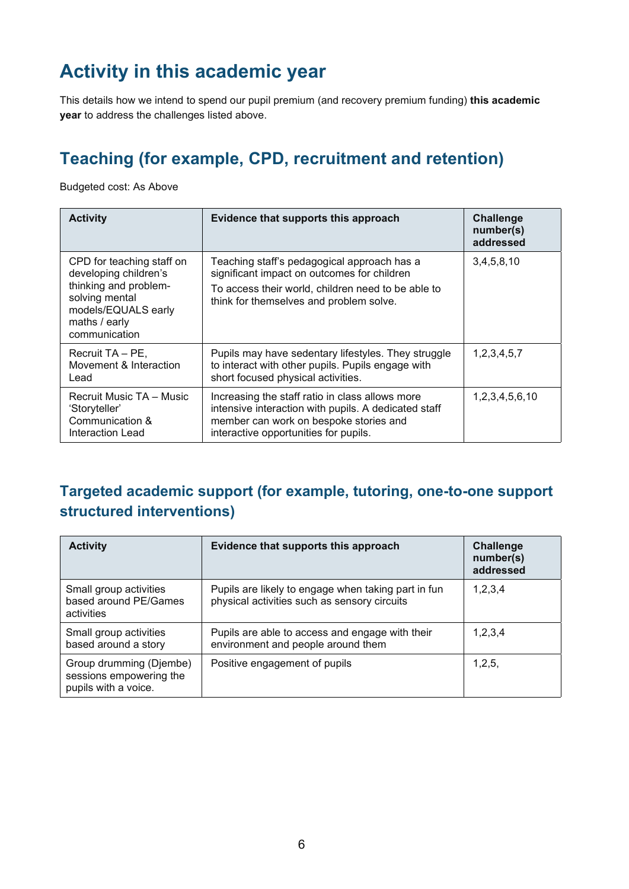# Activity in this academic year

This details how we intend to spend our pupil premium (and recovery premium funding) **this academic year** to address the challenges listed above.

## Teaching (for example, CPD, recruitment and retention)

Budgeted cost: As Above

| Activity | Evidence that supports this approach | Challenge number(s) addressed |
|---|---|---|
| CPD for teaching staff on developing children's thinking and problem-solving mental models/EQUALS early maths / early communication | Teaching staff's pedagogical approach has a significant impact on outcomes for children<br>To access their world, children need to be able to think for themselves and problem solve. | 3,4,5,8,10 |
| Recruit TA – PE, Movement & Interaction Lead | Pupils may have sedentary lifestyles. They struggle to interact with other pupils. Pupils engage with short focused physical activities. | 1,2,3,4,5,7 |
| Recruit Music TA – Music 'Storyteller' Communication & Interaction Lead | Increasing the staff ratio in class allows more intensive interaction with pupils. A dedicated staff member can work on bespoke stories and interactive opportunities for pupils. | 1,2,3,4,5,6,10 |

## Targeted academic support (for example, tutoring, one-to-one support structured interventions)

| Activity | Evidence that supports this approach | Challenge number(s) addressed |
|---|---|---|
| Small group activities based around PE/Games activities | Pupils are likely to engage when taking part in fun physical activities such as sensory circuits | 1,2,3,4 |
| Small group activities based around a story | Pupils are able to access and engage with their environment and people around them | 1,2,3,4 |
| Group drumming (Djembe) sessions empowering the pupils with a voice. | Positive engagement of pupils | 1,2,5, |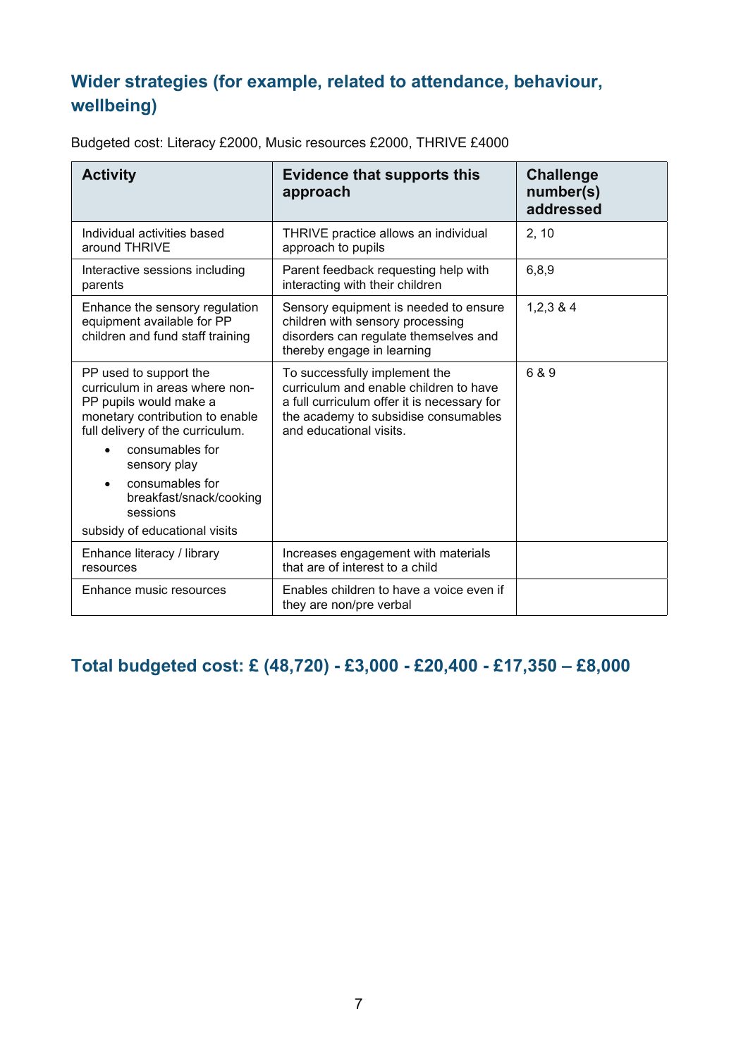## Wider strategies (for example, related to attendance, behaviour, wellbeing)

Budgeted cost: Literacy £2000, Music resources £2000, THRIVE £4000

| Activity | Evidence that supports this approach | Challenge number(s) addressed |
|---|---|---|
| Individual activities based around THRIVE | THRIVE practice allows an individual approach to pupils | 2, 10 |
| Interactive sessions including parents | Parent feedback requesting help with interacting with their children | 6,8,9 |
| Enhance the sensory regulation equipment available for PP children and fund staff training | Sensory equipment is needed to ensure children with sensory processing disorders can regulate themselves and thereby engage in learning | 1,2,3 & 4 |
| PP used to support the curriculum in areas where non-PP pupils would make a monetary contribution to enable full delivery of the curriculum.<br>• consumables for sensory play<br>• consumables for breakfast/snack/cooking sessions<br>subsidy of educational visits | To successfully implement the curriculum and enable children to have a full curriculum offer it is necessary for the academy to subsidise consumables and educational visits. | 6 & 9 |
| Enhance literacy / library resources | Increases engagement with materials that are of interest to a child | |
| Enhance music resources | Enables children to have a voice even if they are non/pre verbal | |

## Total budgeted cost: £ (48,720) - £3,000 - £20,400 - £17,350 – £8,000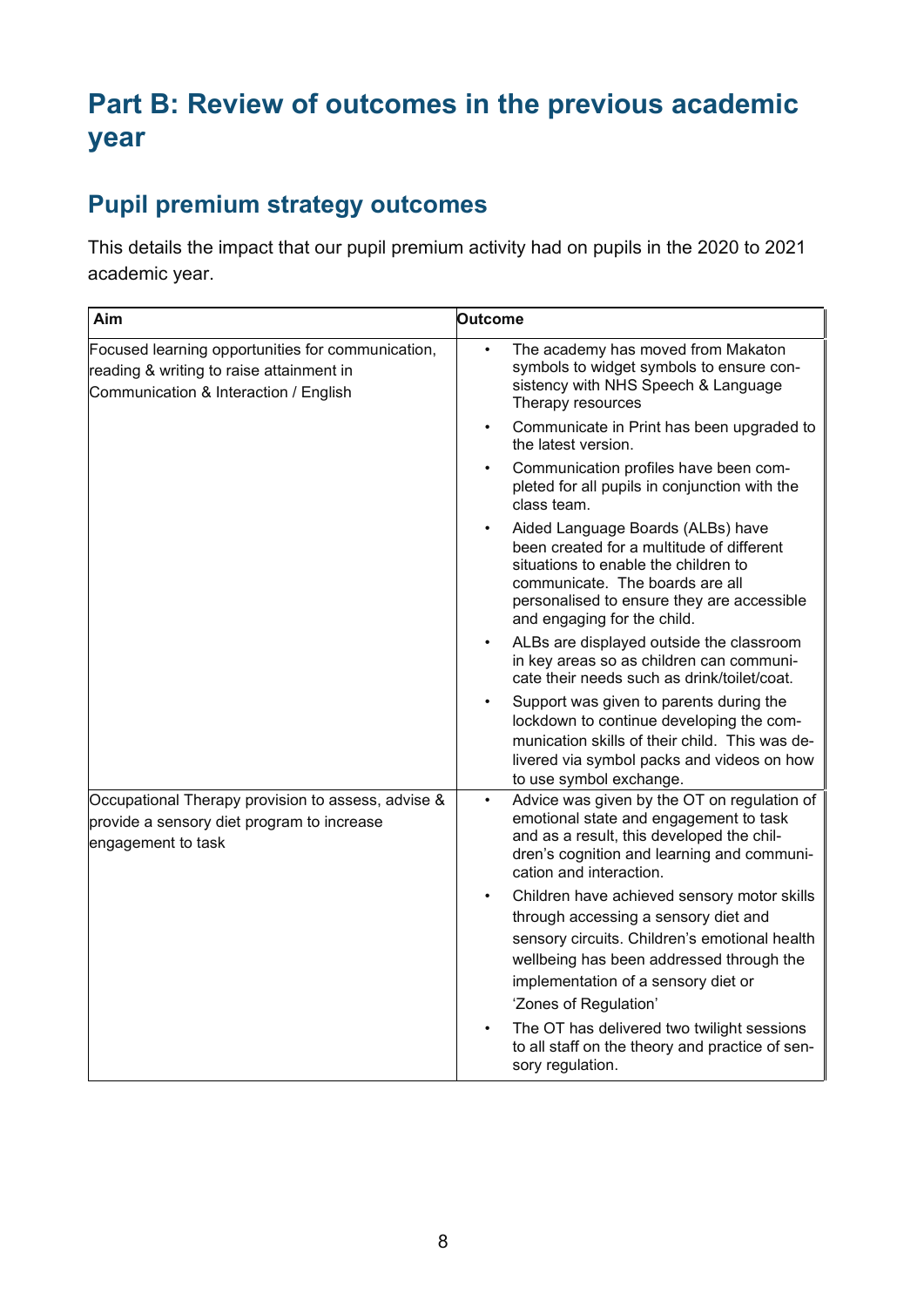# Part B: Review of outcomes in the previous academic year

## Pupil premium strategy outcomes

This details the impact that our pupil premium activity had on pupils in the 2020 to 2021 academic year.

| Aim | Outcome |
| --- | --- |
| Focused learning opportunities for communication, reading & writing to raise attainment in Communication & Interaction / English | • The academy has moved from Makaton symbols to widget symbols to ensure consistency with NHS Speech & Language Therapy resources<br>• Communicate in Print has been upgraded to the latest version.<br>• Communication profiles have been completed for all pupils in conjunction with the class team.<br>• Aided Language Boards (ALBs) have been created for a multitude of different situations to enable the children to communicate. The boards are all personalised to ensure they are accessible and engaging for the child.<br>• ALBs are displayed outside the classroom in key areas so as children can communicate their needs such as drink/toilet/coat.<br>• Support was given to parents during the lockdown to continue developing the communication skills of their child. This was delivered via symbol packs and videos on how to use symbol exchange. |
| Occupational Therapy provision to assess, advise & provide a sensory diet program to increase engagement to task | • Advice was given by the OT on regulation of emotional state and engagement to task and as a result, this developed the children's cognition and learning and communication and interaction.<br>• Children have achieved sensory motor skills through accessing a sensory diet and sensory circuits. Children's emotional health wellbeing has been addressed through the implementation of a sensory diet or 'Zones of Regulation'<br>• The OT has delivered two twilight sessions to all staff on the theory and practice of sensory regulation. |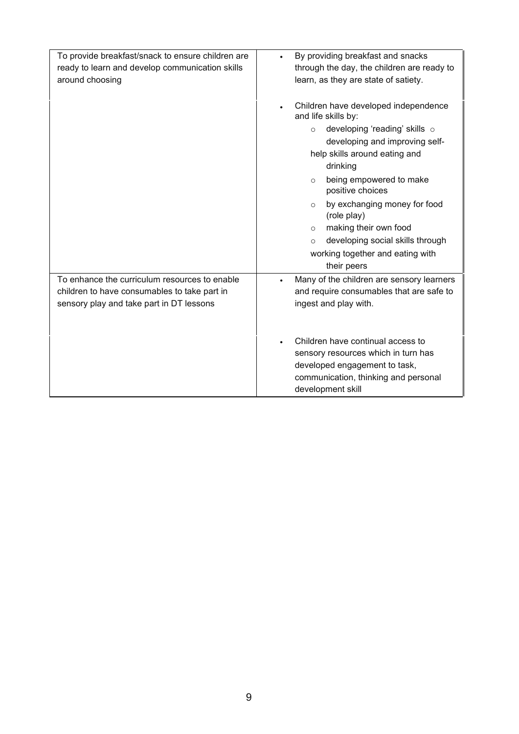| | |
|---|---|
| To provide breakfast/snack to ensure children are ready to learn and develop communication skills around choosing | • By providing breakfast and snacks through the day, the children are ready to learn, as they are state of satiety. |
| | • Children have developed independence and life skills by:<br>○ developing 'reading' skills<br>○ developing and improving self-help skills around eating and drinking<br>○ being empowered to make positive choices<br>○ by exchanging money for food (role play)<br>○ making their own food<br>○ developing social skills through working together and eating with their peers |
| To enhance the curriculum resources to enable children to have consumables to take part in sensory play and take part in DT lessons | • Many of the children are sensory learners and require consumables that are safe to ingest and play with. |
| | • Children have continual access to sensory resources which in turn has developed engagement to task, communication, thinking and personal development skill |